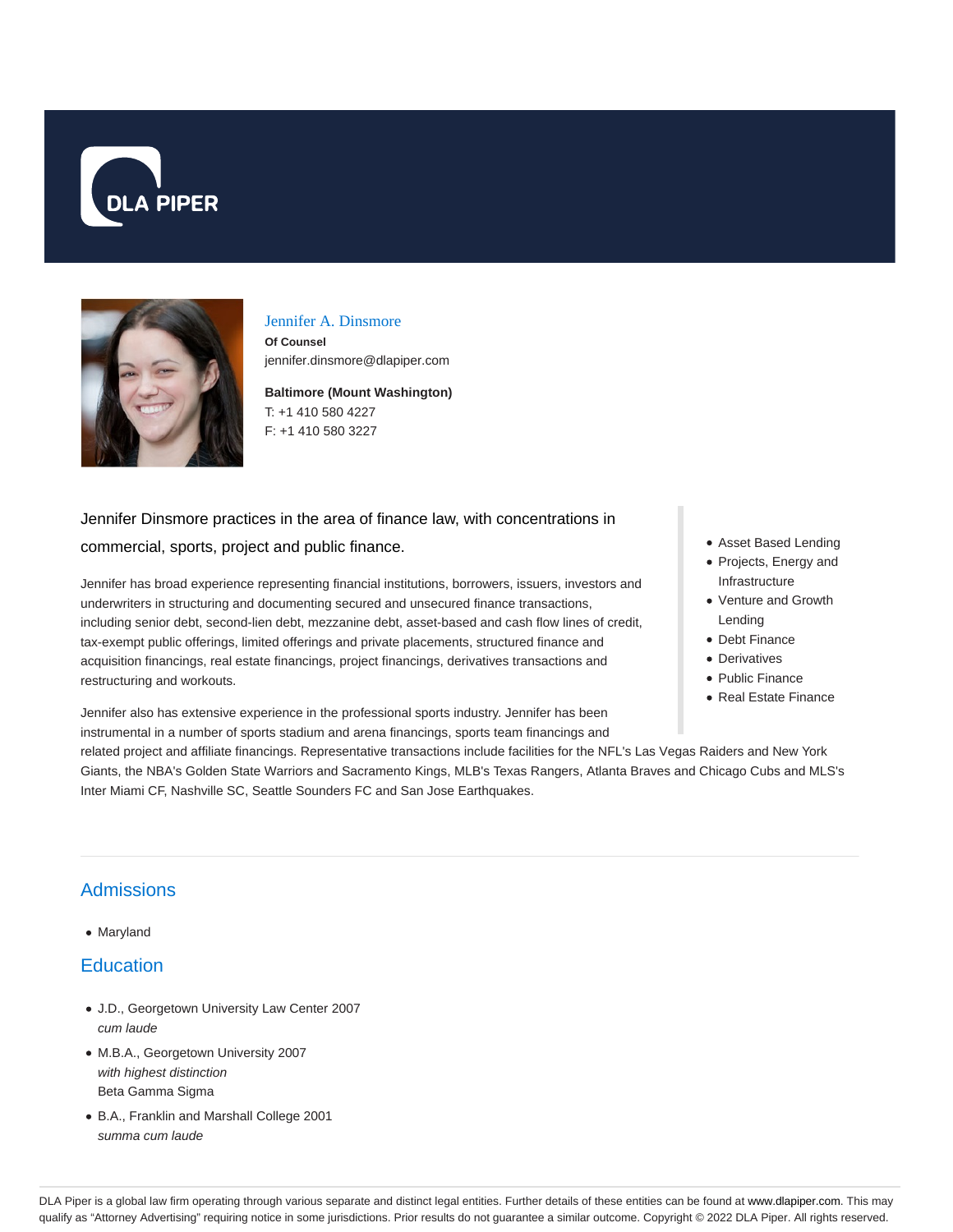DLA PIPER

# Jennifer A. Dinsmore

**Of Counsel**
jennifer.dinsmore@dlapiper.com

**Baltimore (Mount Washington)**
T: +1 410 580 4227
F: +1 410 580 3227

Jennifer Dinsmore practices in the area of finance law, with concentrations in commercial, sports, project and public finance.

Jennifer has broad experience representing financial institutions, borrowers, issuers, investors and underwriters in structuring and documenting secured and unsecured finance transactions, including senior debt, second-lien debt, mezzanine debt, asset-based and cash flow lines of credit, tax-exempt public offerings, limited offerings and private placements, structured finance and acquisition financings, real estate financings, project financings, derivatives transactions and restructuring and workouts.

Jennifer also has extensive experience in the professional sports industry. Jennifer has been instrumental in a number of sports stadium and arena financings, sports team financings and related project and affiliate financings. Representative transactions include facilities for the NFL's Las Vegas Raiders and New York Giants, the NBA's Golden State Warriors and Sacramento Kings, MLB's Texas Rangers, Atlanta Braves and Chicago Cubs and MLS's Inter Miami CF, Nashville SC, Seattle Sounders FC and San Jose Earthquakes.

- Asset Based Lending
- Projects, Energy and Infrastructure
- Venture and Growth Lending
- Debt Finance
- Derivatives
- Public Finance
- Real Estate Finance

## Admissions

- Maryland

## Education

- J.D., Georgetown University Law Center 2007
  *cum laude*
- M.B.A., Georgetown University 2007
  *with highest distinction*
  Beta Gamma Sigma
- B.A., Franklin and Marshall College 2001
  *summa cum laude*

DLA Piper is a global law firm operating through various separate and distinct legal entities. Further details of these entities can be found at www.dlapiper.com. This may qualify as "Attorney Advertising" requiring notice in some jurisdictions. Prior results do not guarantee a similar outcome. Copyright © 2022 DLA Piper. All rights reserved.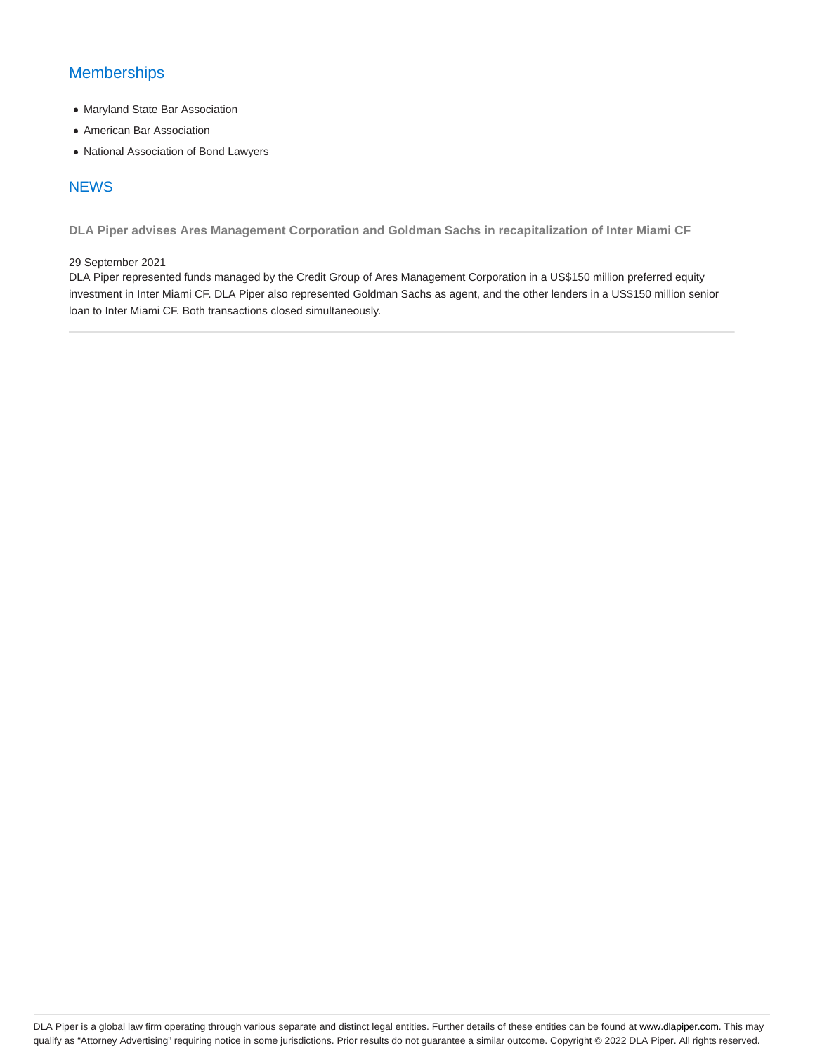## Memberships

- Maryland State Bar Association
- American Bar Association
- National Association of Bond Lawyers

## NEWS

**DLA Piper advises Ares Management Corporation and Goldman Sachs in recapitalization of Inter Miami CF**

29 September 2021

DLA Piper represented funds managed by the Credit Group of Ares Management Corporation in a US$150 million preferred equity investment in Inter Miami CF. DLA Piper also represented Goldman Sachs as agent, and the other lenders in a US$150 million senior loan to Inter Miami CF. Both transactions closed simultaneously.

DLA Piper is a global law firm operating through various separate and distinct legal entities. Further details of these entities can be found at www.dlapiper.com. This may qualify as "Attorney Advertising" requiring notice in some jurisdictions. Prior results do not guarantee a similar outcome. Copyright © 2022 DLA Piper. All rights reserved.